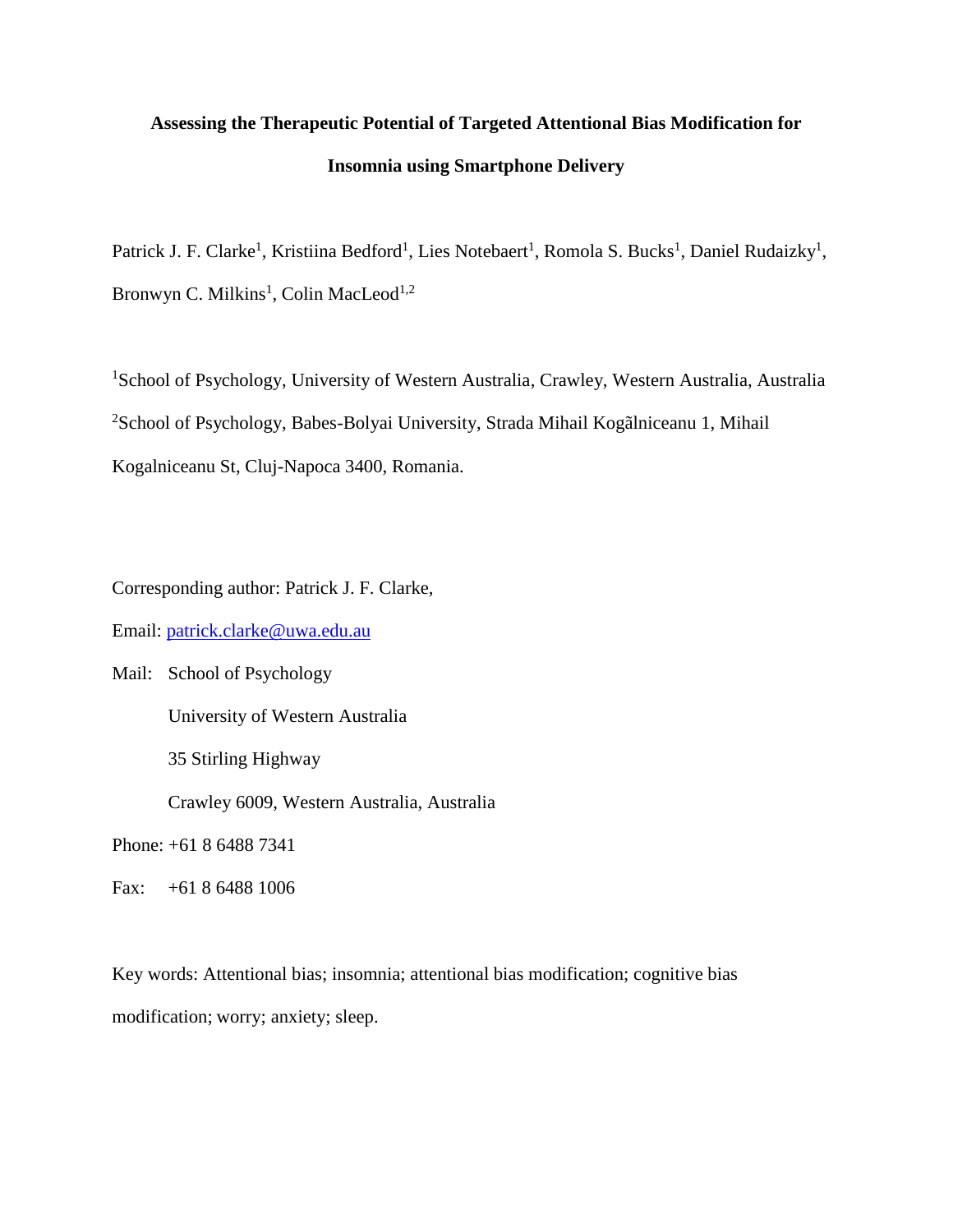# Assessing the Therapeutic Potential of Targeted Attentional Bias Modification for Insomnia using Smartphone Delivery

Patrick J. F. Clarke[1], Kristiina Bedford[1], Lies Notebaert[1], Romola S. Bucks[1], Daniel Rudaizky[1], Bronwyn C. Milkins[1], Colin MacLeod[1,2]

[1]School of Psychology, University of Western Australia, Crawley, Western Australia, Australia

[2]School of Psychology, Babes-Bolyai University, Strada Mihail Kogãlniceanu 1, Mihail Kogalniceanu St, Cluj-Napoca 3400, Romania.

Corresponding author: Patrick J. F. Clarke,

Email: patrick.clarke@uwa.edu.au

Mail: School of Psychology

University of Western Australia

35 Stirling Highway

Crawley 6009, Western Australia, Australia

Phone: +61 8 6488 7341

Fax: +61 8 6488 1006

Key words: Attentional bias; insomnia; attentional bias modification; cognitive bias modification; worry; anxiety; sleep.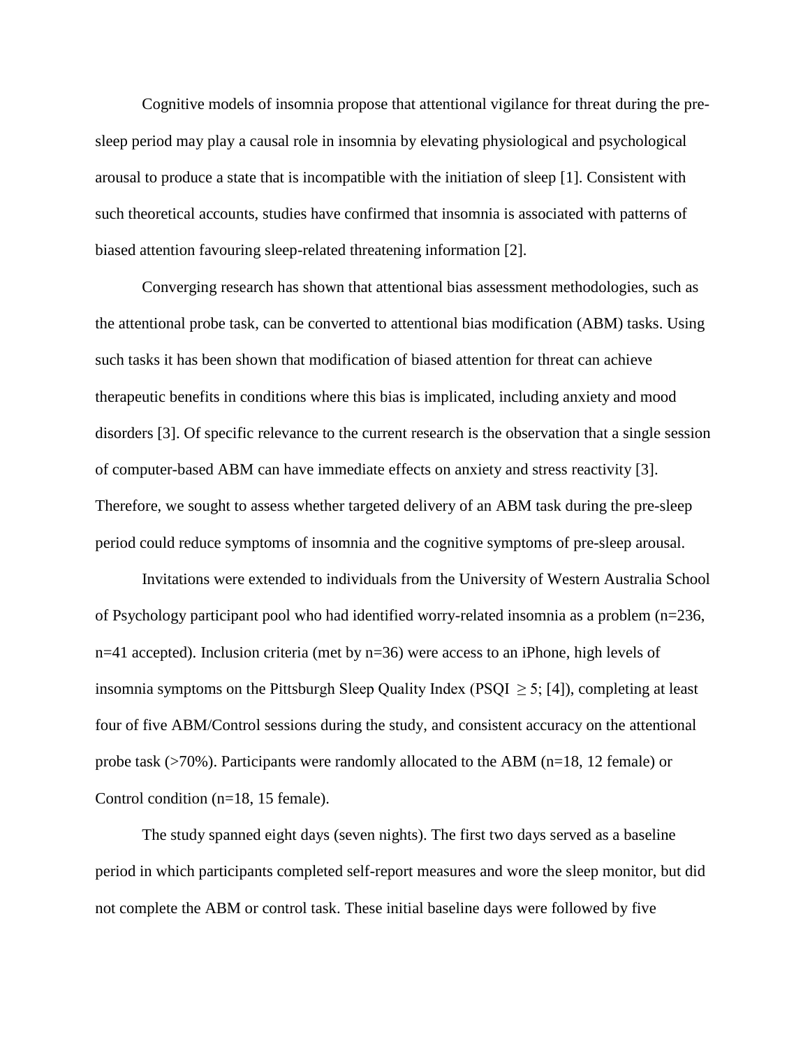Cognitive models of insomnia propose that attentional vigilance for threat during the pre-sleep period may play a causal role in insomnia by elevating physiological and psychological arousal to produce a state that is incompatible with the initiation of sleep [1]. Consistent with such theoretical accounts, studies have confirmed that insomnia is associated with patterns of biased attention favouring sleep-related threatening information [2].

Converging research has shown that attentional bias assessment methodologies, such as the attentional probe task, can be converted to attentional bias modification (ABM) tasks. Using such tasks it has been shown that modification of biased attention for threat can achieve therapeutic benefits in conditions where this bias is implicated, including anxiety and mood disorders [3]. Of specific relevance to the current research is the observation that a single session of computer-based ABM can have immediate effects on anxiety and stress reactivity [3]. Therefore, we sought to assess whether targeted delivery of an ABM task during the pre-sleep period could reduce symptoms of insomnia and the cognitive symptoms of pre-sleep arousal.

Invitations were extended to individuals from the University of Western Australia School of Psychology participant pool who had identified worry-related insomnia as a problem (n=236, n=41 accepted). Inclusion criteria (met by n=36) were access to an iPhone, high levels of insomnia symptoms on the Pittsburgh Sleep Quality Index (PSQI $\geq 5$; [4]), completing at least four of five ABM/Control sessions during the study, and consistent accuracy on the attentional probe task (>70%). Participants were randomly allocated to the ABM (n=18, 12 female) or Control condition (n=18, 15 female).

The study spanned eight days (seven nights). The first two days served as a baseline period in which participants completed self-report measures and wore the sleep monitor, but did not complete the ABM or control task. These initial baseline days were followed by five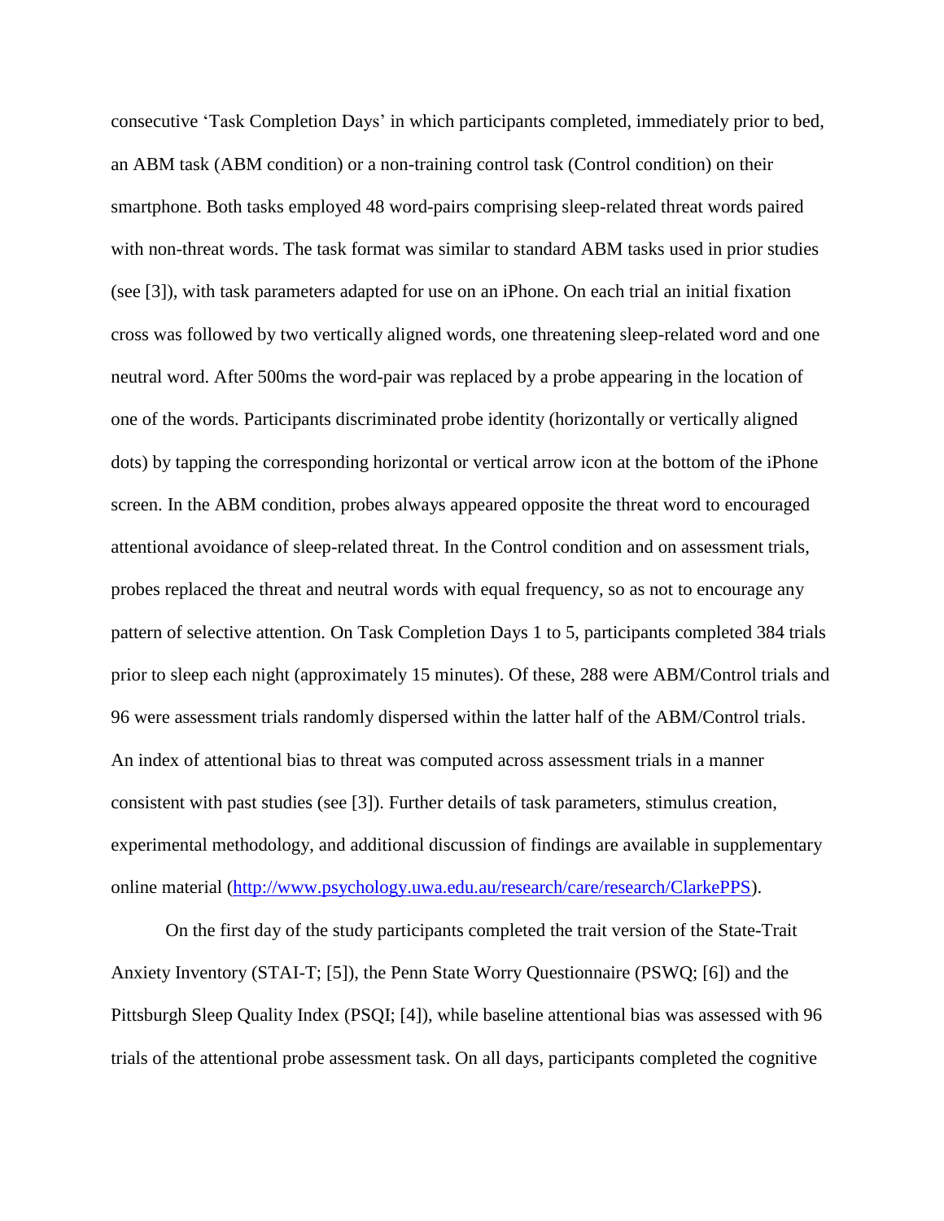consecutive 'Task Completion Days' in which participants completed, immediately prior to bed, an ABM task (ABM condition) or a non-training control task (Control condition) on their smartphone. Both tasks employed 48 word-pairs comprising sleep-related threat words paired with non-threat words. The task format was similar to standard ABM tasks used in prior studies (see [3]), with task parameters adapted for use on an iPhone. On each trial an initial fixation cross was followed by two vertically aligned words, one threatening sleep-related word and one neutral word. After 500ms the word-pair was replaced by a probe appearing in the location of one of the words. Participants discriminated probe identity (horizontally or vertically aligned dots) by tapping the corresponding horizontal or vertical arrow icon at the bottom of the iPhone screen. In the ABM condition, probes always appeared opposite the threat word to encouraged attentional avoidance of sleep-related threat. In the Control condition and on assessment trials, probes replaced the threat and neutral words with equal frequency, so as not to encourage any pattern of selective attention. On Task Completion Days 1 to 5, participants completed 384 trials prior to sleep each night (approximately 15 minutes). Of these, 288 were ABM/Control trials and 96 were assessment trials randomly dispersed within the latter half of the ABM/Control trials. An index of attentional bias to threat was computed across assessment trials in a manner consistent with past studies (see [3]). Further details of task parameters, stimulus creation, experimental methodology, and additional discussion of findings are available in supplementary online material (http://www.psychology.uwa.edu.au/research/care/research/ClarkePPS).

On the first day of the study participants completed the trait version of the State-Trait Anxiety Inventory (STAI-T; [5]), the Penn State Worry Questionnaire (PSWQ; [6]) and the Pittsburgh Sleep Quality Index (PSQI; [4]), while baseline attentional bias was assessed with 96 trials of the attentional probe assessment task. On all days, participants completed the cognitive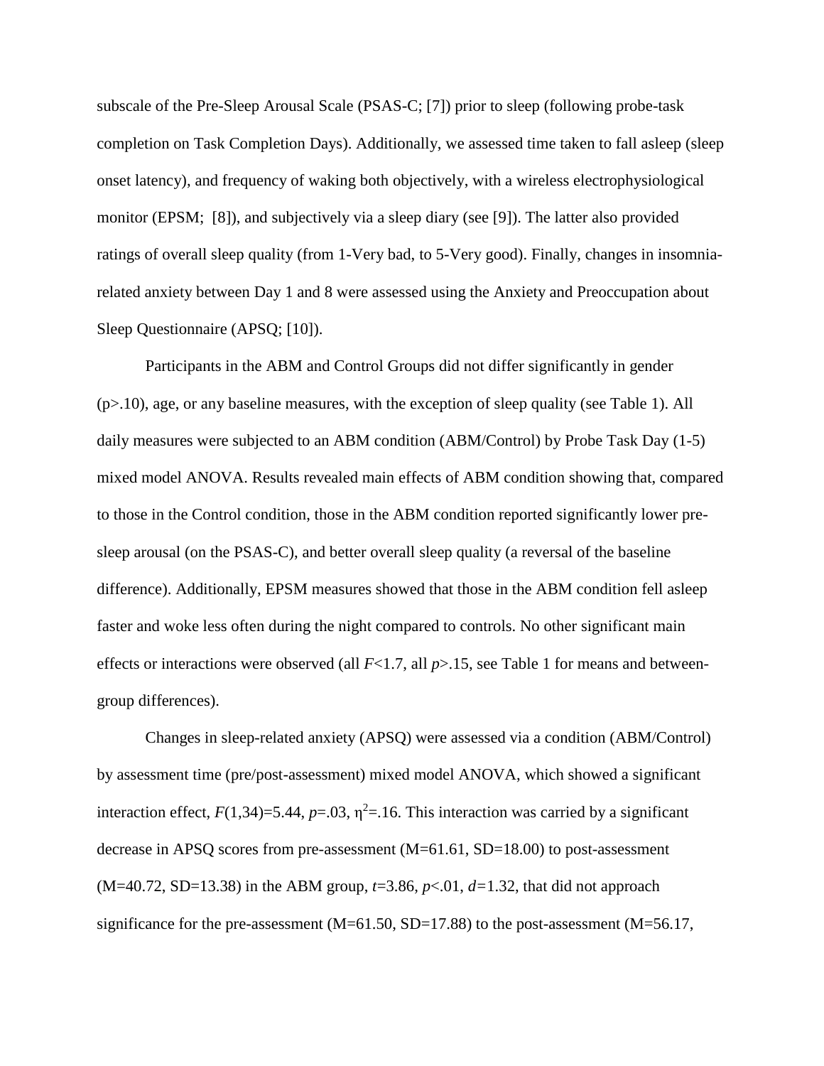subscale of the Pre-Sleep Arousal Scale (PSAS-C; [7]) prior to sleep (following probe-task completion on Task Completion Days). Additionally, we assessed time taken to fall asleep (sleep onset latency), and frequency of waking both objectively, with a wireless electrophysiological monitor (EPSM; [8]), and subjectively via a sleep diary (see [9]). The latter also provided ratings of overall sleep quality (from 1-Very bad, to 5-Very good). Finally, changes in insomnia-related anxiety between Day 1 and 8 were assessed using the Anxiety and Preoccupation about Sleep Questionnaire (APSQ; [10]).

Participants in the ABM and Control Groups did not differ significantly in gender ($p>.10$), age, or any baseline measures, with the exception of sleep quality (see Table 1). All daily measures were subjected to an ABM condition (ABM/Control) by Probe Task Day (1-5) mixed model ANOVA. Results revealed main effects of ABM condition showing that, compared to those in the Control condition, those in the ABM condition reported significantly lower pre-sleep arousal (on the PSAS-C), and better overall sleep quality (a reversal of the baseline difference). Additionally, EPSM measures showed that those in the ABM condition fell asleep faster and woke less often during the night compared to controls. No other significant main effects or interactions were observed (all $F<1.7$, all $p>.15$, see Table 1 for means and between-group differences).

Changes in sleep-related anxiety (APSQ) were assessed via a condition (ABM/Control) by assessment time (pre/post-assessment) mixed model ANOVA, which showed a significant interaction effect, $F(1,34)=5.44$, $p=.03$, $\eta^2=.16$. This interaction was carried by a significant decrease in APSQ scores from pre-assessment (M=61.61, SD=18.00) to post-assessment (M=40.72, SD=13.38) in the ABM group, $t=3.86$, $p<.01$, $d=1.32$, that did not approach significance for the pre-assessment (M=61.50, SD=17.88) to the post-assessment (M=56.17,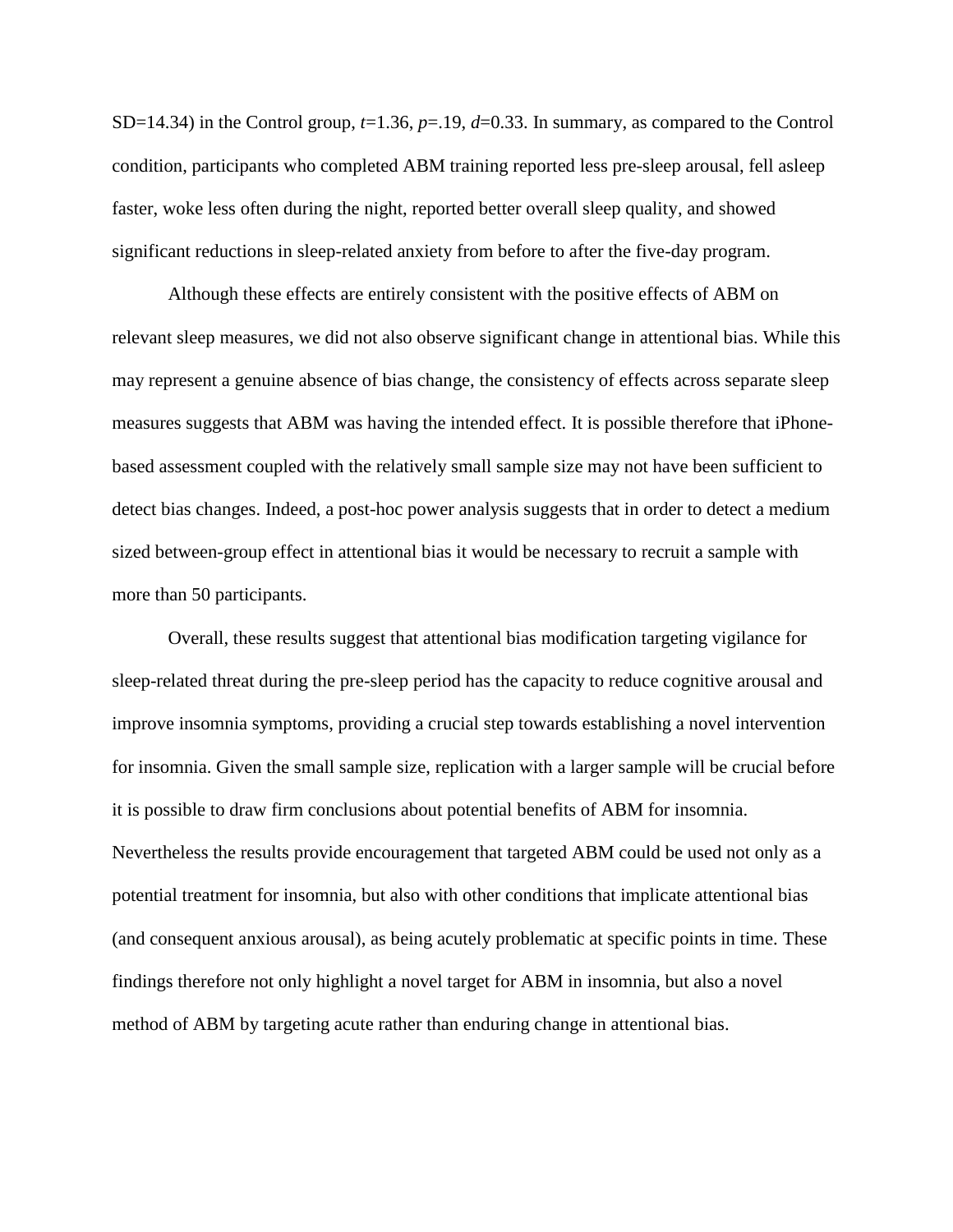SD=14.34) in the Control group, $t$=1.36, $p$=.19, $d$=0.33. In summary, as compared to the Control condition, participants who completed ABM training reported less pre-sleep arousal, fell asleep faster, woke less often during the night, reported better overall sleep quality, and showed significant reductions in sleep-related anxiety from before to after the five-day program.

Although these effects are entirely consistent with the positive effects of ABM on relevant sleep measures, we did not also observe significant change in attentional bias. While this may represent a genuine absence of bias change, the consistency of effects across separate sleep measures suggests that ABM was having the intended effect. It is possible therefore that iPhone-based assessment coupled with the relatively small sample size may not have been sufficient to detect bias changes. Indeed, a post-hoc power analysis suggests that in order to detect a medium sized between-group effect in attentional bias it would be necessary to recruit a sample with more than 50 participants.

Overall, these results suggest that attentional bias modification targeting vigilance for sleep-related threat during the pre-sleep period has the capacity to reduce cognitive arousal and improve insomnia symptoms, providing a crucial step towards establishing a novel intervention for insomnia. Given the small sample size, replication with a larger sample will be crucial before it is possible to draw firm conclusions about potential benefits of ABM for insomnia. Nevertheless the results provide encouragement that targeted ABM could be used not only as a potential treatment for insomnia, but also with other conditions that implicate attentional bias (and consequent anxious arousal), as being acutely problematic at specific points in time. These findings therefore not only highlight a novel target for ABM in insomnia, but also a novel method of ABM by targeting acute rather than enduring change in attentional bias.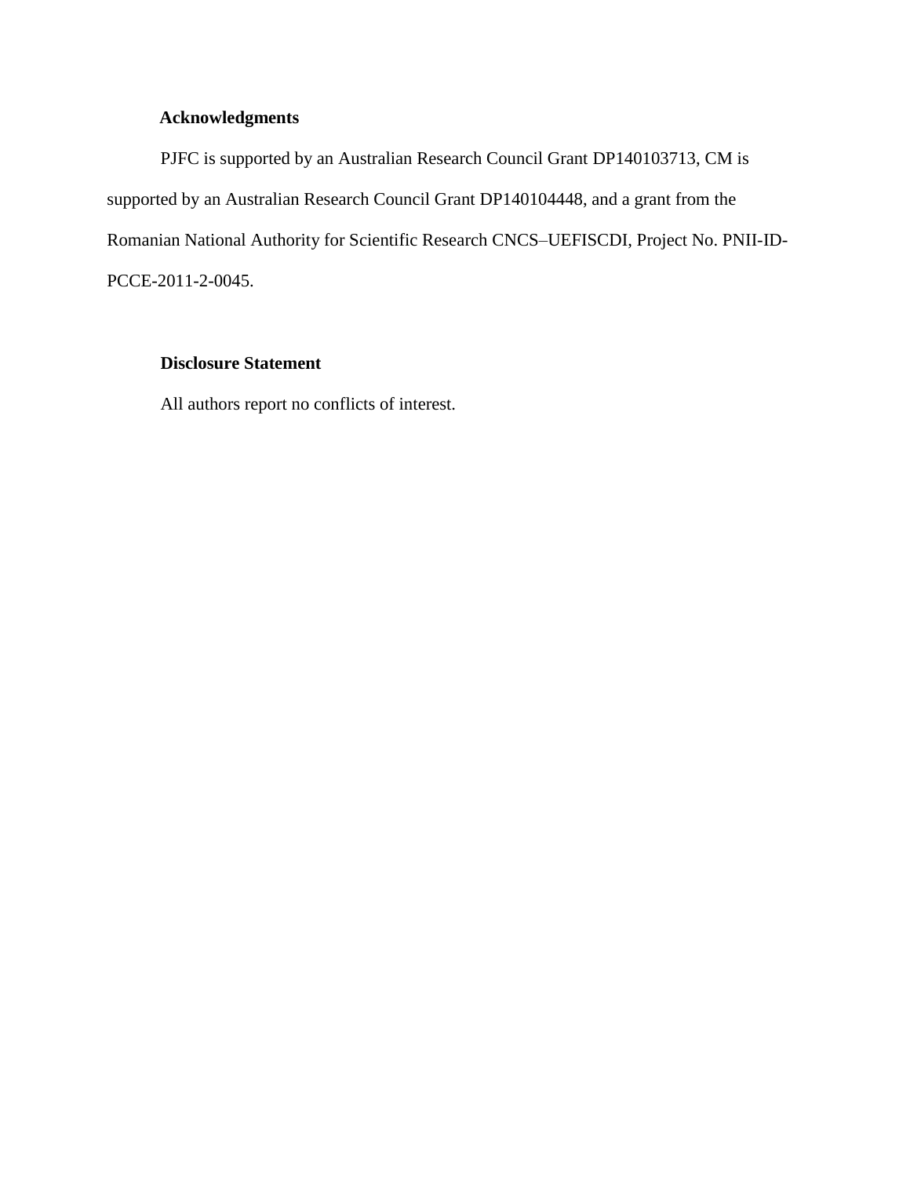## Acknowledgments

PJFC is supported by an Australian Research Council Grant DP140103713, CM is supported by an Australian Research Council Grant DP140104448, and a grant from the Romanian National Authority for Scientific Research CNCS–UEFISCDI, Project No. PNII-ID-PCCE-2011-2-0045.

## Disclosure Statement

All authors report no conflicts of interest.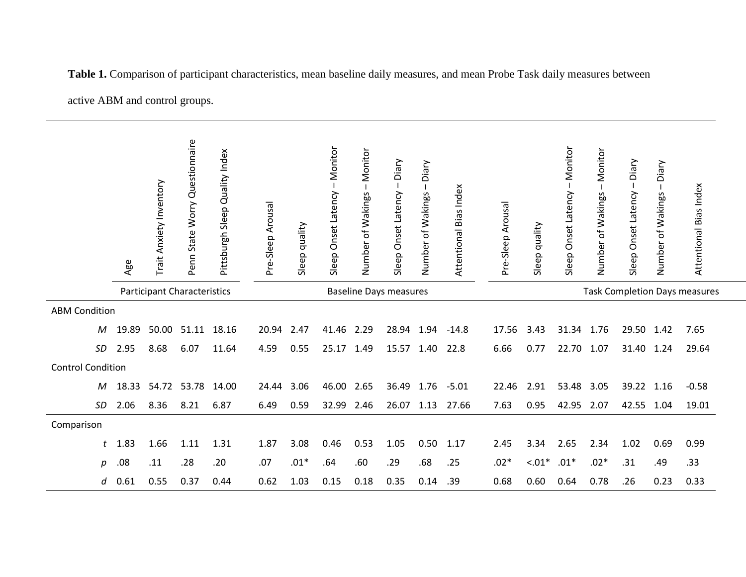**Table 1.** Comparison of participant characteristics, mean baseline daily measures, and mean Probe Task daily measures between active ABM and control groups.

| | | Participant Characteristics | | | | Baseline Days measures | | | | | | | Task Completion Days measures | | | | | | |
|---|---|---|---|---|---|---|---|---|---|---|---|---|---|---|---|---|---|---|---|
| | | Age | Trait Anxiety Inventory | Penn State Worry Questionnaire | Pittsburgh Sleep Quality Index | Pre-Sleep Arousal | Sleep quality | Sleep Onset Latency – Monitor | Number of Wakings – Monitor | Sleep Onset Latency – Diary | Number of Wakings – Diary | Attentional Bias Index | Pre-Sleep Arousal | Sleep quality | Sleep Onset Latency – Monitor | Number of Wakings – Monitor | Sleep Onset Latency – Diary | Number of Wakings – Diary | Attentional Bias Index |
| ABM Condition | | | | | | | | | | | | | | | | | | | |
| | *M* | 19.89 | 50.00 | 51.11 | 18.16 | 20.94 | 2.47 | 41.46 | 2.29 | 28.94 | 1.94 | -14.8 | 17.56 | 3.43 | 31.34 | 1.76 | 29.50 | 1.42 | 7.65 |
| | *SD* | 2.95 | 8.68 | 6.07 | 11.64 | 4.59 | 0.55 | 25.17 | 1.49 | 15.57 | 1.40 | 22.8 | 6.66 | 0.77 | 22.70 | 1.07 | 31.40 | 1.24 | 29.64 |
| Control Condition | | | | | | | | | | | | | | | | | | | |
| | *M* | 18.33 | 54.72 | 53.78 | 14.00 | 24.44 | 3.06 | 46.00 | 2.65 | 36.49 | 1.76 | -5.01 | 22.46 | 2.91 | 53.48 | 3.05 | 39.22 | 1.16 | -0.58 |
| | *SD* | 2.06 | 8.36 | 8.21 | 6.87 | 6.49 | 0.59 | 32.99 | 2.46 | 26.07 | 1.13 | 27.66 | 7.63 | 0.95 | 42.95 | 2.07 | 42.55 | 1.04 | 19.01 |
| Comparison | | | | | | | | | | | | | | | | | | | |
| | *t* | 1.83 | 1.66 | 1.11 | 1.31 | 1.87 | 3.08 | 0.46 | 0.53 | 1.05 | 0.50 | 1.17 | 2.45 | 3.34 | 2.65 | 2.34 | 1.02 | 0.69 | 0.99 |
| | *p* | .08 | .11 | .28 | .20 | .07 | .01* | .64 | .60 | .29 | .68 | .25 | .02* | <.01* | .01* | .02* | .31 | .49 | .33 |
| | *d* | 0.61 | 0.55 | 0.37 | 0.44 | 0.62 | 1.03 | 0.15 | 0.18 | 0.35 | 0.14 | .39 | 0.68 | 0.60 | 0.64 | 0.78 | .26 | 0.23 | 0.33 |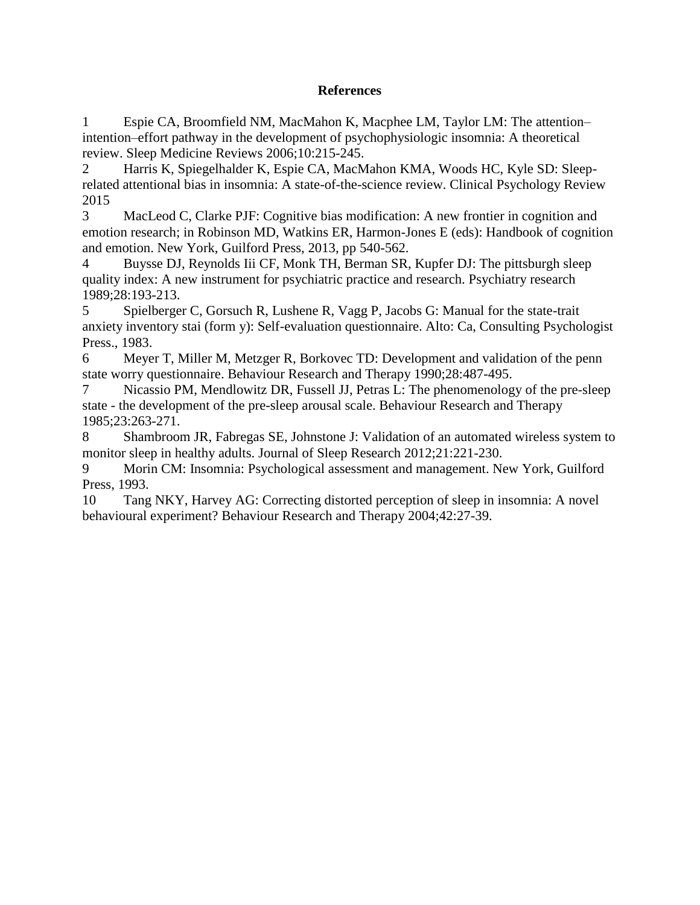**References**

1 Espie CA, Broomfield NM, MacMahon K, Macphee LM, Taylor LM: The attention–intention–effort pathway in the development of psychophysiologic insomnia: A theoretical review. Sleep Medicine Reviews 2006;10:215-245.

2 Harris K, Spiegelhalder K, Espie CA, MacMahon KMA, Woods HC, Kyle SD: Sleep-related attentional bias in insomnia: A state-of-the-science review. Clinical Psychology Review 2015

3 MacLeod C, Clarke PJF: Cognitive bias modification: A new frontier in cognition and emotion research; in Robinson MD, Watkins ER, Harmon-Jones E (eds): Handbook of cognition and emotion. New York, Guilford Press, 2013, pp 540-562.

4 Buysse DJ, Reynolds Iii CF, Monk TH, Berman SR, Kupfer DJ: The pittsburgh sleep quality index: A new instrument for psychiatric practice and research. Psychiatry research 1989;28:193-213.

5 Spielberger C, Gorsuch R, Lushene R, Vagg P, Jacobs G: Manual for the state-trait anxiety inventory stai (form y): Self-evaluation questionnaire. Alto: Ca, Consulting Psychologist Press., 1983.

6 Meyer T, Miller M, Metzger R, Borkovec TD: Development and validation of the penn state worry questionnaire. Behaviour Research and Therapy 1990;28:487-495.

7 Nicassio PM, Mendlowitz DR, Fussell JJ, Petras L: The phenomenology of the pre-sleep state - the development of the pre-sleep arousal scale. Behaviour Research and Therapy 1985;23:263-271.

8 Shambroom JR, Fabregas SE, Johnstone J: Validation of an automated wireless system to monitor sleep in healthy adults. Journal of Sleep Research 2012;21:221-230.

9 Morin CM: Insomnia: Psychological assessment and management. New York, Guilford Press, 1993.

10 Tang NKY, Harvey AG: Correcting distorted perception of sleep in insomnia: A novel behavioural experiment? Behaviour Research and Therapy 2004;42:27-39.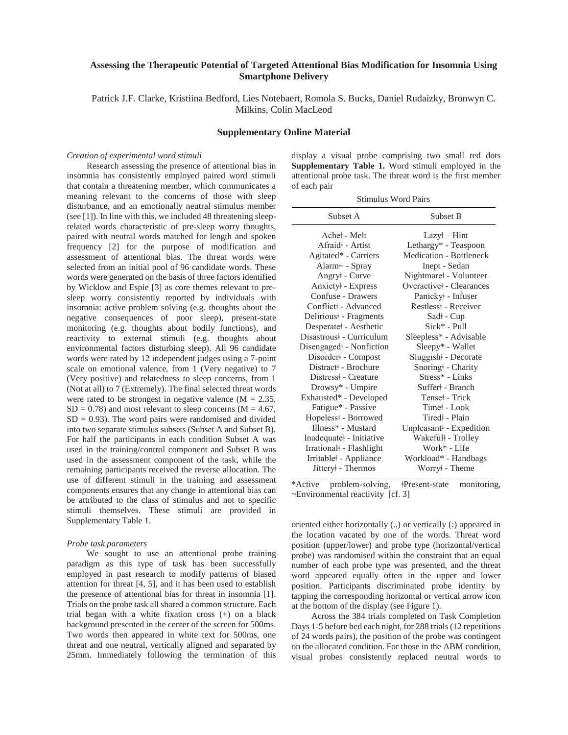## Assessing the Therapeutic Potential of Targeted Attentional Bias Modification for Insomnia Using Smartphone Delivery

Patrick J.F. Clarke, Kristiina Bedford, Lies Notebaert, Romola S. Bucks, Daniel Rudaizky, Bronwyn C. Milkins, Colin MacLeod

### Supplementary Online Material

*Creation of experimental word stimuli*

Research assessing the presence of attentional bias in insomnia has consistently employed paired word stimuli that contain a threatening member, which communicates a meaning relevant to the concerns of those with sleep disturbance, and an emotionally neutral stimulus member (see [1]). In line with this, we included 48 threatening sleep-related words characteristic of pre-sleep worry thoughts, paired with neutral words matched for length and spoken frequency [2] for the purpose of modification and assessment of attentional bias. The threat words were selected from an initial pool of 96 candidate words. These words were generated on the basis of three factors identified by Wicklow and Espie [3] as core themes relevant to pre-sleep worry consistently reported by individuals with insomnia: active problem solving (e.g. thoughts about the negative consequences of poor sleep), present-state monitoring (e.g. thoughts about bodily functions), and reactivity to external stimuli (e.g. thoughts about environmental factors disturbing sleep). All 96 candidate words were rated by 12 independent judges using a 7-point scale on emotional valence, from 1 (Very negative) to 7 (Very positive) and relatedness to sleep concerns, from 1 (Not at all) to 7 (Extremely). The final selected threat words were rated to be strongest in negative valence ($M = 2.35$, $SD = 0.78$) and most relevant to sleep concerns ($M = 4.67$, $SD = 0.93$). The word pairs were randomised and divided into two separate stimulus subsets (Subset A and Subset B). For half the participants in each condition Subset A was used in the training/control component and Subset B was used in the assessment component of the task, while the remaining participants received the reverse allocation. The use of different stimuli in the training and assessment components ensures that any change in attentional bias can be attributed to the class of stimulus and not to specific stimuli themselves. These stimuli are provided in Supplementary Table 1.

*Probe task parameters*

We sought to use an attentional probe training paradigm as this type of task has been successfully employed in past research to modify patterns of biased attention for threat [4, 5], and it has been used to establish the presence of attentional bias for threat in insomnia [1]. Trials on the probe task all shared a common structure. Each trial began with a white fixation cross (+) on a black background presented in the center of the screen for 500ms. Two words then appeared in white text for 500ms, one threat and one neutral, vertically aligned and separated by 25mm. Immediately following the termination of this display a visual probe comprising two small red dots oriented either horizontally (..) or vertically (:) appeared in the location vacated by one of the words. Threat word position (upper/lower) and probe type (horizontal/vertical probe) was randomised within the constraint that an equal number of each probe type was presented, and the threat word appeared equally often in the upper and lower position. Participants discriminated probe identity by tapping the corresponding horizontal or vertical arrow icon at the bottom of the display (see Figure 1).

**Supplementary Table 1.** Word stimuli employed in the attentional probe task. The threat word is the first member of each pair

| Stimulus Word Pairs | |
|---|---|
| Subset A | Subset B |
| Ache‡ - Melt | Lazy‡ – Hint |
| Afraid‡ - Artist | Lethargy* - Teaspoon |
| Agitated* - Carriers | Medication - Bottleneck |
| Alarm~ - Spray | Inept - Sedan |
| Angry‡ - Curve | Nightmare‡ - Volunteer |
| Anxiety‡ - Express | Overactive‡ - Clearances |
| Confuse - Drawers | Panicky‡ - Infuser |
| Conflict‡ - Advanced | Restless‡ - Receiver |
| Delirious‡ - Fragments | Sad‡ - Cup |
| Desperate‡ - Aesthetic | Sick* - Pull |
| Disastrous‡ - Curriculum | Sleepless* - Advisable |
| Disengaged‡ - Nonfiction | Sleepy* - Wallet |
| Disorder‡ - Compost | Sluggish‡ - Decorate |
| Distract‡ - Brochure | Snoring‡ - Charity |
| Distress‡ - Creature | Stress* - Links |
| Drowsy* - Umpire | Suffer‡ - Branch |
| Exhausted* - Developed | Tense‡ - Trick |
| Fatigue* - Passive | Time‡ - Look |
| Hopeless‡ - Borrowed | Tired‡ - Plain |
| Illness* - Mustard | Unpleasant‡ - Expedition |
| Inadequate‡ - Initiative | Wakeful‡ - Trolley |
| Irrational‡ - Flashlight | Work* - Life |
| Irritable‡ - Appliance | Workload* - Handbags |
| Jittery‡ - Thermos | Worry‡ - Theme |

*Active problem-solving, ‡Present-state monitoring, ~Environmental reactivity [cf. 3]

Across the 384 trials completed on Task Completion Days 1-5 before bed each night, for 288 trials (12 repetitions of 24 words pairs), the position of the probe was contingent on the allocated condition. For those in the ABM condition, visual probes consistently replaced neutral words to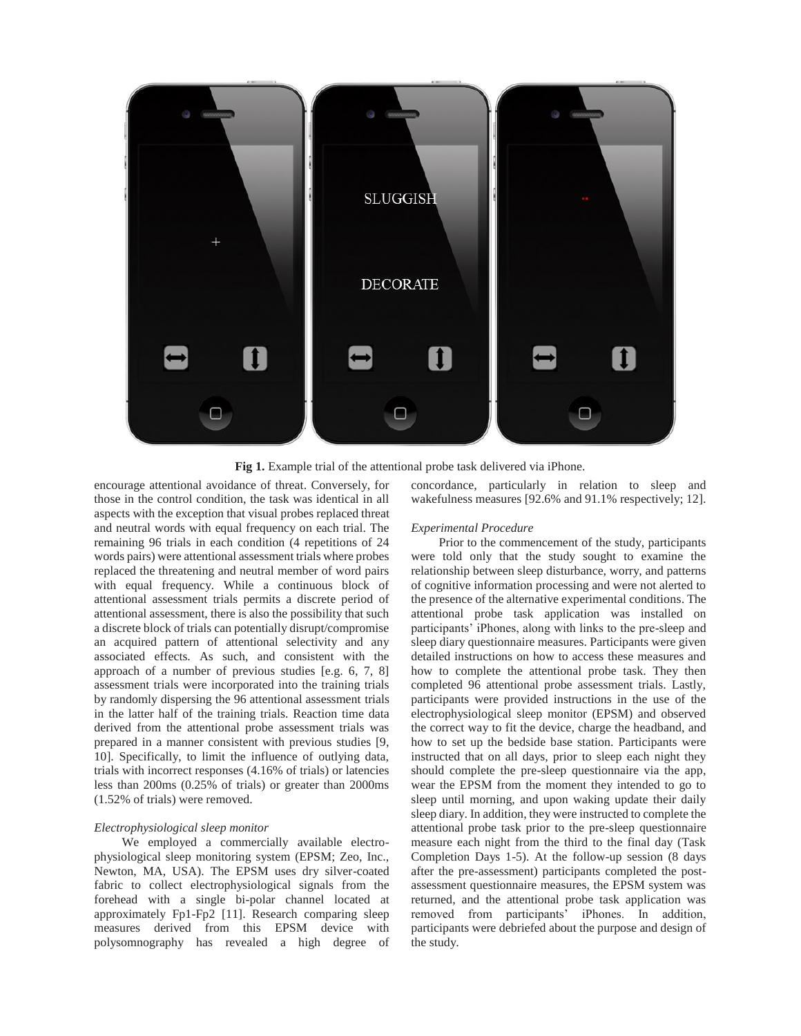**Fig 1.** Example trial of the attentional probe task delivered via iPhone.

encourage attentional avoidance of threat. Conversely, for those in the control condition, the task was identical in all aspects with the exception that visual probes replaced threat and neutral words with equal frequency on each trial. The remaining 96 trials in each condition (4 repetitions of 24 words pairs) were attentional assessment trials where probes replaced the threatening and neutral member of word pairs with equal frequency. While a continuous block of attentional assessment trials permits a discrete period of attentional assessment, there is also the possibility that such a discrete block of trials can potentially disrupt/compromise an acquired pattern of attentional selectivity and any associated effects. As such, and consistent with the approach of a number of previous studies [e.g. 6, 7, 8] assessment trials were incorporated into the training trials by randomly dispersing the 96 attentional assessment trials in the latter half of the training trials. Reaction time data derived from the attentional probe assessment trials was prepared in a manner consistent with previous studies [9, 10]. Specifically, to limit the influence of outlying data, trials with incorrect responses (4.16% of trials) or latencies less than 200ms (0.25% of trials) or greater than 2000ms (1.52% of trials) were removed.

*Electrophysiological sleep monitor*

We employed a commercially available electrophysiological sleep monitoring system (EPSM; Zeo, Inc., Newton, MA, USA). The EPSM uses dry silver-coated fabric to collect electrophysiological signals from the forehead with a single bi-polar channel located at approximately Fp1-Fp2 [11]. Research comparing sleep measures derived from this EPSM device with polysomnography has revealed a high degree of concordance, particularly in relation to sleep and wakefulness measures [92.6% and 91.1% respectively; 12].

*Experimental Procedure*

Prior to the commencement of the study, participants were told only that the study sought to examine the relationship between sleep disturbance, worry, and patterns of cognitive information processing and were not alerted to the presence of the alternative experimental conditions. The attentional probe task application was installed on participants' iPhones, along with links to the pre-sleep and sleep diary questionnaire measures. Participants were given detailed instructions on how to access these measures and how to complete the attentional probe task. They then completed 96 attentional probe assessment trials. Lastly, participants were provided instructions in the use of the electrophysiological sleep monitor (EPSM) and observed the correct way to fit the device, charge the headband, and how to set up the bedside base station. Participants were instructed that on all days, prior to sleep each night they should complete the pre-sleep questionnaire via the app, wear the EPSM from the moment they intended to go to sleep until morning, and upon waking update their daily sleep diary. In addition, they were instructed to complete the attentional probe task prior to the pre-sleep questionnaire measure each night from the third to the final day (Task Completion Days 1-5). At the follow-up session (8 days after the pre-assessment) participants completed the post-assessment questionnaire measures, the EPSM system was returned, and the attentional probe task application was removed from participants' iPhones. In addition, participants were debriefed about the purpose and design of the study.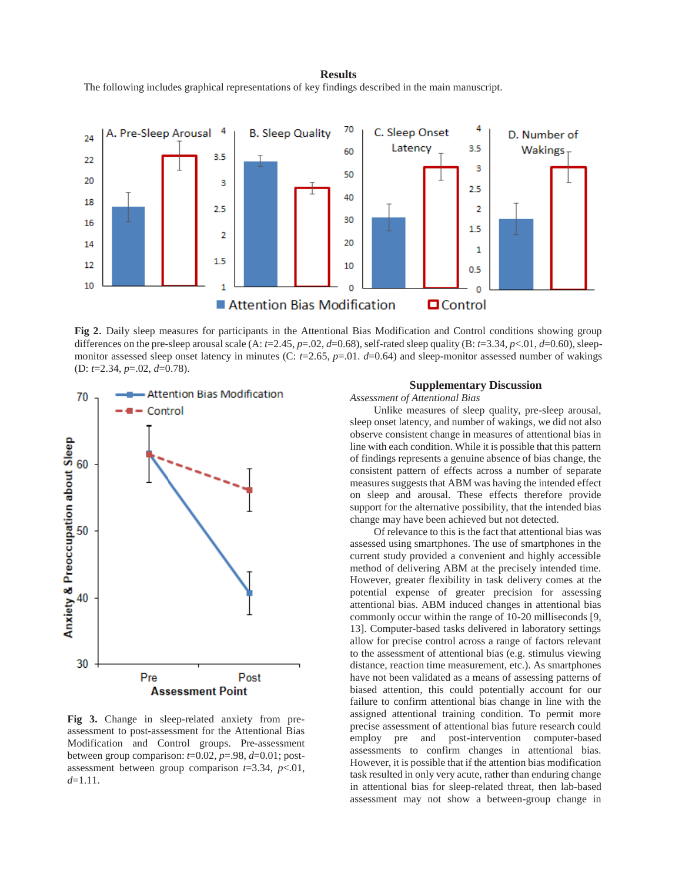## Results

The following includes graphical representations of key findings described in the main manuscript.

**Fig 2.** Daily sleep measures for participants in the Attentional Bias Modification and Control conditions showing group differences on the pre-sleep arousal scale (A: $t$=2.45, $p$=.02, $d$=0.68), self-rated sleep quality (B: $t$=3.34, $p$<.01, $d$=0.60), sleep-monitor assessed sleep onset latency in minutes (C: $t$=2.65, $p$=.01. $d$=0.64) and sleep-monitor assessed number of wakings (D: $t$=2.34, $p$=.02, $d$=0.78).

**Fig 3.** Change in sleep-related anxiety from pre-assessment to post-assessment for the Attentional Bias Modification and Control groups. Pre-assessment between group comparison: $t$=0.02, $p$=.98, $d$=0.01; post-assessment between group comparison $t$=3.34, $p$<.01, $d$=1.11.

## Supplementary Discussion

*Assessment of Attentional Bias*

Unlike measures of sleep quality, pre-sleep arousal, sleep onset latency, and number of wakings, we did not also observe consistent change in measures of attentional bias in line with each condition. While it is possible that this pattern of findings represents a genuine absence of bias change, the consistent pattern of effects across a number of separate measures suggests that ABM was having the intended effect on sleep and arousal. These effects therefore provide support for the alternative possibility, that the intended bias change may have been achieved but not detected.

Of relevance to this is the fact that attentional bias was assessed using smartphones. The use of smartphones in the current study provided a convenient and highly accessible method of delivering ABM at the precisely intended time. However, greater flexibility in task delivery comes at the potential expense of greater precision for assessing attentional bias. ABM induced changes in attentional bias commonly occur within the range of 10-20 milliseconds [9, 13]. Computer-based tasks delivered in laboratory settings allow for precise control across a range of factors relevant to the assessment of attentional bias (e.g. stimulus viewing distance, reaction time measurement, etc.). As smartphones have not been validated as a means of assessing patterns of biased attention, this could potentially account for our failure to confirm attentional bias change in line with the assigned attentional training condition. To permit more precise assessment of attentional bias future research could employ pre and post-intervention computer-based assessments to confirm changes in attentional bias. However, it is possible that if the attention bias modification task resulted in only very acute, rather than enduring change in attentional bias for sleep-related threat, then lab-based assessment may not show a between-group change in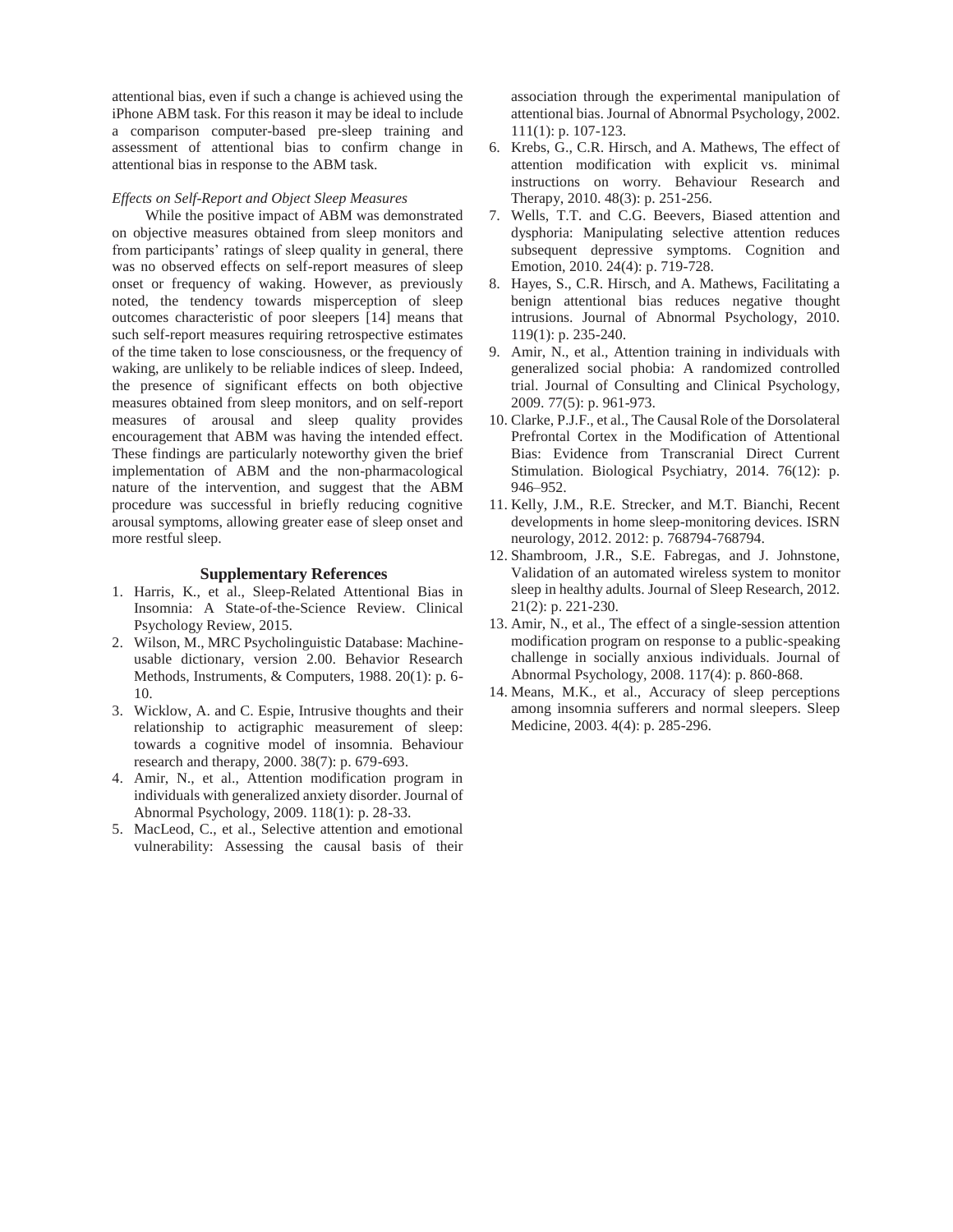attentional bias, even if such a change is achieved using the iPhone ABM task. For this reason it may be ideal to include a comparison computer-based pre-sleep training and assessment of attentional bias to confirm change in attentional bias in response to the ABM task.

*Effects on Self-Report and Object Sleep Measures*

While the positive impact of ABM was demonstrated on objective measures obtained from sleep monitors and from participants' ratings of sleep quality in general, there was no observed effects on self-report measures of sleep onset or frequency of waking. However, as previously noted, the tendency towards misperception of sleep outcomes characteristic of poor sleepers [14] means that such self-report measures requiring retrospective estimates of the time taken to lose consciousness, or the frequency of waking, are unlikely to be reliable indices of sleep. Indeed, the presence of significant effects on both objective measures obtained from sleep monitors, and on self-report measures of arousal and sleep quality provides encouragement that ABM was having the intended effect. These findings are particularly noteworthy given the brief implementation of ABM and the non-pharmacological nature of the intervention, and suggest that the ABM procedure was successful in briefly reducing cognitive arousal symptoms, allowing greater ease of sleep onset and more restful sleep.

## Supplementary References

1. Harris, K., et al., Sleep-Related Attentional Bias in Insomnia: A State-of-the-Science Review. Clinical Psychology Review, 2015.
2. Wilson, M., MRC Psycholinguistic Database: Machine-usable dictionary, version 2.00. Behavior Research Methods, Instruments, & Computers, 1988. 20(1): p. 6-10.
3. Wicklow, A. and C. Espie, Intrusive thoughts and their relationship to actigraphic measurement of sleep: towards a cognitive model of insomnia. Behaviour research and therapy, 2000. 38(7): p. 679-693.
4. Amir, N., et al., Attention modification program in individuals with generalized anxiety disorder. Journal of Abnormal Psychology, 2009. 118(1): p. 28-33.
5. MacLeod, C., et al., Selective attention and emotional vulnerability: Assessing the causal basis of their association through the experimental manipulation of attentional bias. Journal of Abnormal Psychology, 2002. 111(1): p. 107-123.
6. Krebs, G., C.R. Hirsch, and A. Mathews, The effect of attention modification with explicit vs. minimal instructions on worry. Behaviour Research and Therapy, 2010. 48(3): p. 251-256.
7. Wells, T.T. and C.G. Beevers, Biased attention and dysphoria: Manipulating selective attention reduces subsequent depressive symptoms. Cognition and Emotion, 2010. 24(4): p. 719-728.
8. Hayes, S., C.R. Hirsch, and A. Mathews, Facilitating a benign attentional bias reduces negative thought intrusions. Journal of Abnormal Psychology, 2010. 119(1): p. 235-240.
9. Amir, N., et al., Attention training in individuals with generalized social phobia: A randomized controlled trial. Journal of Consulting and Clinical Psychology, 2009. 77(5): p. 961-973.
10. Clarke, P.J.F., et al., The Causal Role of the Dorsolateral Prefrontal Cortex in the Modification of Attentional Bias: Evidence from Transcranial Direct Current Stimulation. Biological Psychiatry, 2014. 76(12): p. 946–952.
11. Kelly, J.M., R.E. Strecker, and M.T. Bianchi, Recent developments in home sleep-monitoring devices. ISRN neurology, 2012. 2012: p. 768794-768794.
12. Shambroom, J.R., S.E. Fabregas, and J. Johnstone, Validation of an automated wireless system to monitor sleep in healthy adults. Journal of Sleep Research, 2012. 21(2): p. 221-230.
13. Amir, N., et al., The effect of a single-session attention modification program on response to a public-speaking challenge in socially anxious individuals. Journal of Abnormal Psychology, 2008. 117(4): p. 860-868.
14. Means, M.K., et al., Accuracy of sleep perceptions among insomnia sufferers and normal sleepers. Sleep Medicine, 2003. 4(4): p. 285-296.